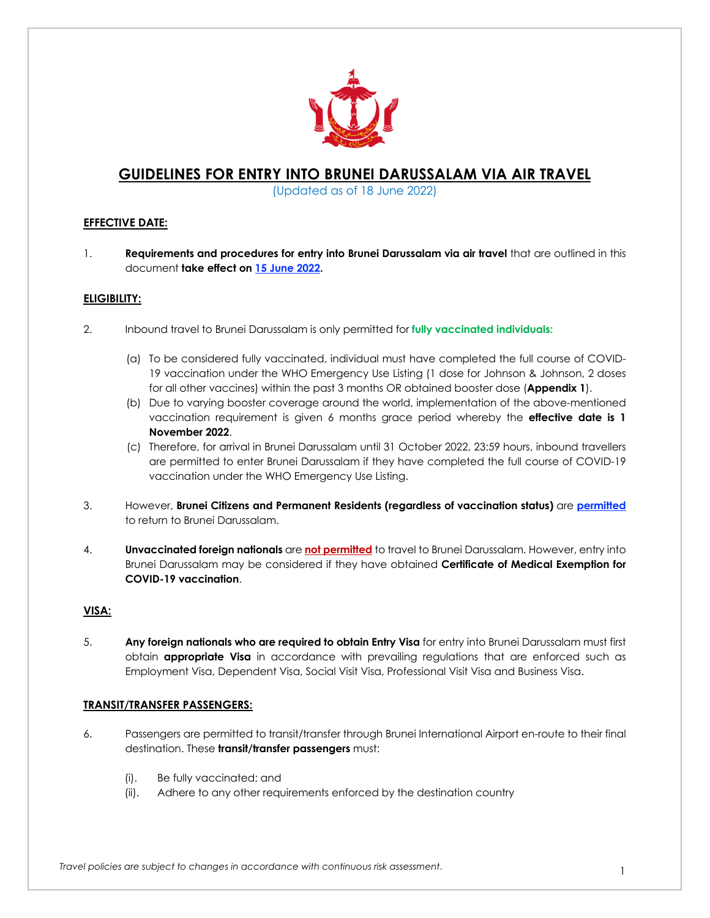# GUIDELINES FOR ENTRY INTO BRUNEI DARUSSALAM VIA AIR TRAVEL

(Updated as of 18 June 2022)

## EFFECTIVE DATE:

1. **Requirements and procedures for entry into Brunei Darussalam via air travel** that are outlined in this document **take effect on 15 June 2022.**

## ELIGIBILITY:

2. Inbound travel to Brunei Darussalam is only permitted for **fully vaccinated individuals:**

   (a) To be considered fully vaccinated, individual must have completed the full course of COVID-19 vaccination under the WHO Emergency Use Listing (1 dose for Johnson & Johnson, 2 doses for all other vaccines) within the past 3 months OR obtained booster dose (**Appendix 1**).

   (b) Due to varying booster coverage around the world, implementation of the above-mentioned vaccination requirement is given 6 months grace period whereby the **effective date is 1 November 2022**.

   (c) Therefore, for arrival in Brunei Darussalam until 31 October 2022, 23:59 hours, inbound travellers are permitted to enter Brunei Darussalam if they have completed the full course of COVID-19 vaccination under the WHO Emergency Use Listing.

3. However, **Brunei Citizens and Permanent Residents (regardless of vaccination status)** are **permitted** to return to Brunei Darussalam.

4. **Unvaccinated foreign nationals** are **not permitted** to travel to Brunei Darussalam. However, entry into Brunei Darussalam may be considered if they have obtained **Certificate of Medical Exemption for COVID-19 vaccination**.

## VISA:

5. **Any foreign nationals who are required to obtain Entry Visa** for entry into Brunei Darussalam must first obtain **appropriate Visa** in accordance with prevailing regulations that are enforced such as Employment Visa, Dependent Visa, Social Visit Visa, Professional Visit Visa and Business Visa.

## TRANSIT/TRANSFER PASSENGERS:

6. Passengers are permitted to transit/transfer through Brunei International Airport en-route to their final destination. These **transit/transfer passengers** must:

   (i). Be fully vaccinated; and

   (ii). Adhere to any other requirements enforced by the destination country

*Travel policies are subject to changes in accordance with continuous risk assessment.*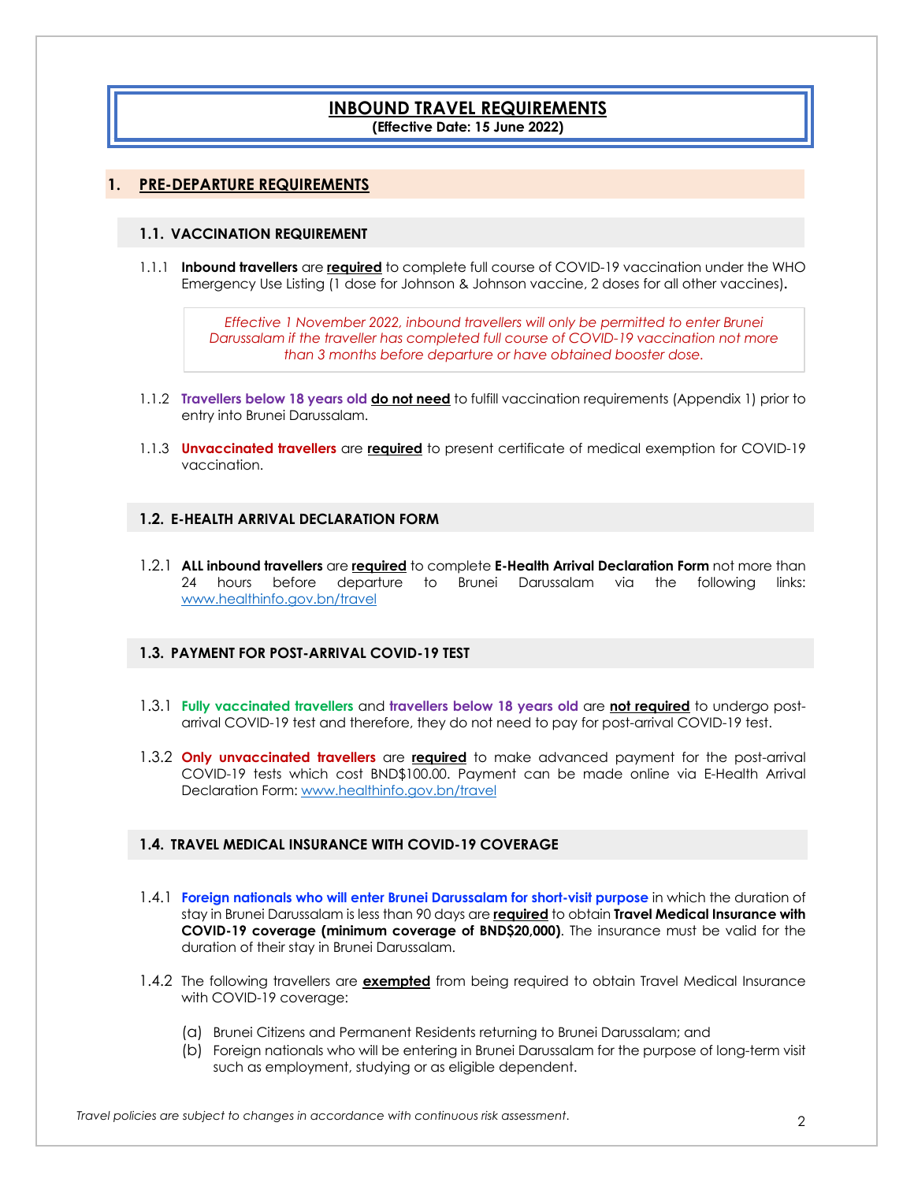# INBOUND TRAVEL REQUIREMENTS

**(Effective Date: 15 June 2022)**

## 1. PRE-DEPARTURE REQUIREMENTS

### 1.1. VACCINATION REQUIREMENT

1.1.1 **Inbound travellers** are **required** to complete full course of COVID-19 vaccination under the WHO Emergency Use Listing (1 dose for Johnson & Johnson vaccine, 2 doses for all other vaccines)**.**

> *Effective 1 November 2022, inbound travellers will only be permitted to enter Brunei Darussalam if the traveller has completed full course of COVID-19 vaccination not more than 3 months before departure or have obtained booster dose.*

1.1.2 **Travellers below 18 years old** **do not need** to fulfill vaccination requirements (Appendix 1) prior to entry into Brunei Darussalam.

1.1.3 **Unvaccinated travellers** are **required** to present certificate of medical exemption for COVID-19 vaccination.

### 1.2. E-HEALTH ARRIVAL DECLARATION FORM

1.2.1 **ALL inbound travellers** are **required** to complete **E-Health Arrival Declaration Form** not more than 24 hours before departure to Brunei Darussalam via the following links: www.healthinfo.gov.bn/travel

### 1.3. PAYMENT FOR POST-ARRIVAL COVID-19 TEST

1.3.1 **Fully vaccinated travellers** and **travellers below 18 years old** are **not required** to undergo post-arrival COVID-19 test and therefore, they do not need to pay for post-arrival COVID-19 test.

1.3.2 **Only unvaccinated travellers** are **required** to make advanced payment for the post-arrival COVID-19 tests which cost BND$100.00. Payment can be made online via E-Health Arrival Declaration Form: www.healthinfo.gov.bn/travel

### 1.4. TRAVEL MEDICAL INSURANCE WITH COVID-19 COVERAGE

1.4.1 **Foreign nationals who will enter Brunei Darussalam for short-visit purpose** in which the duration of stay in Brunei Darussalam is less than 90 days are **required** to obtain **Travel Medical Insurance with COVID-19 coverage (minimum coverage of BND$20,000)**. The insurance must be valid for the duration of their stay in Brunei Darussalam.

1.4.2 The following travellers are **exempted** from being required to obtain Travel Medical Insurance with COVID-19 coverage:

(a) Brunei Citizens and Permanent Residents returning to Brunei Darussalam; and
(b) Foreign nationals who will be entering in Brunei Darussalam for the purpose of long-term visit such as employment, studying or as eligible dependent.

*Travel policies are subject to changes in accordance with continuous risk assessment.*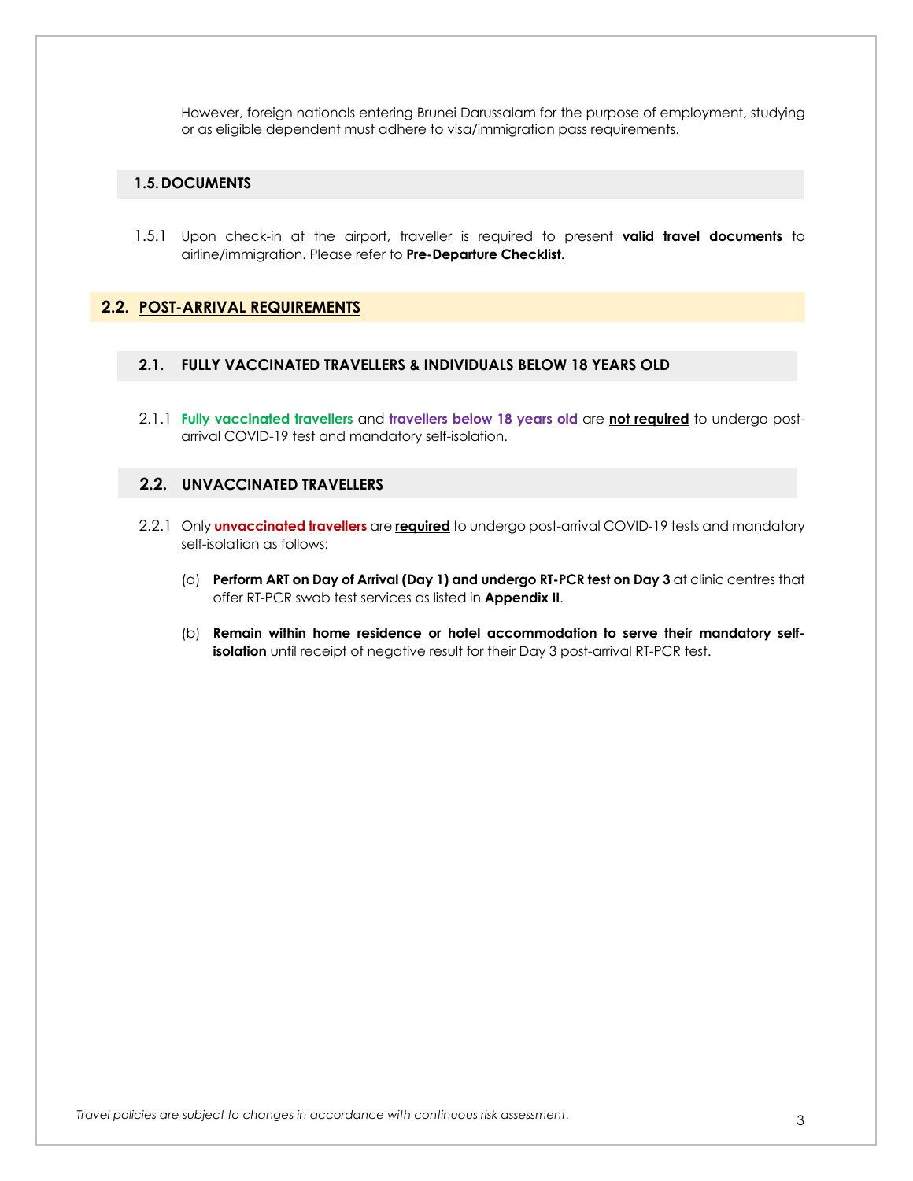However, foreign nationals entering Brunei Darussalam for the purpose of employment, studying or as eligible dependent must adhere to visa/immigration pass requirements.

### 1.5. DOCUMENTS

1.5.1 Upon check-in at the airport, traveller is required to present **valid travel documents** to airline/immigration. Please refer to **Pre-Departure Checklist**.

## 2.2. POST-ARRIVAL REQUIREMENTS

### 2.1. FULLY VACCINATED TRAVELLERS & INDIVIDUALS BELOW 18 YEARS OLD

2.1.1 **Fully vaccinated travellers** and **travellers below 18 years old** are **not required** to undergo post-arrival COVID-19 test and mandatory self-isolation.

### 2.2. UNVACCINATED TRAVELLERS

2.2.1 Only **unvaccinated travellers** are **required** to undergo post-arrival COVID-19 tests and mandatory self-isolation as follows:

(a) **Perform ART on Day of Arrival (Day 1) and undergo RT-PCR test on Day 3** at clinic centres that offer RT-PCR swab test services as listed in **Appendix II**.

(b) **Remain within home residence or hotel accommodation to serve their mandatory self-isolation** until receipt of negative result for their Day 3 post-arrival RT-PCR test.

*Travel policies are subject to changes in accordance with continuous risk assessment.*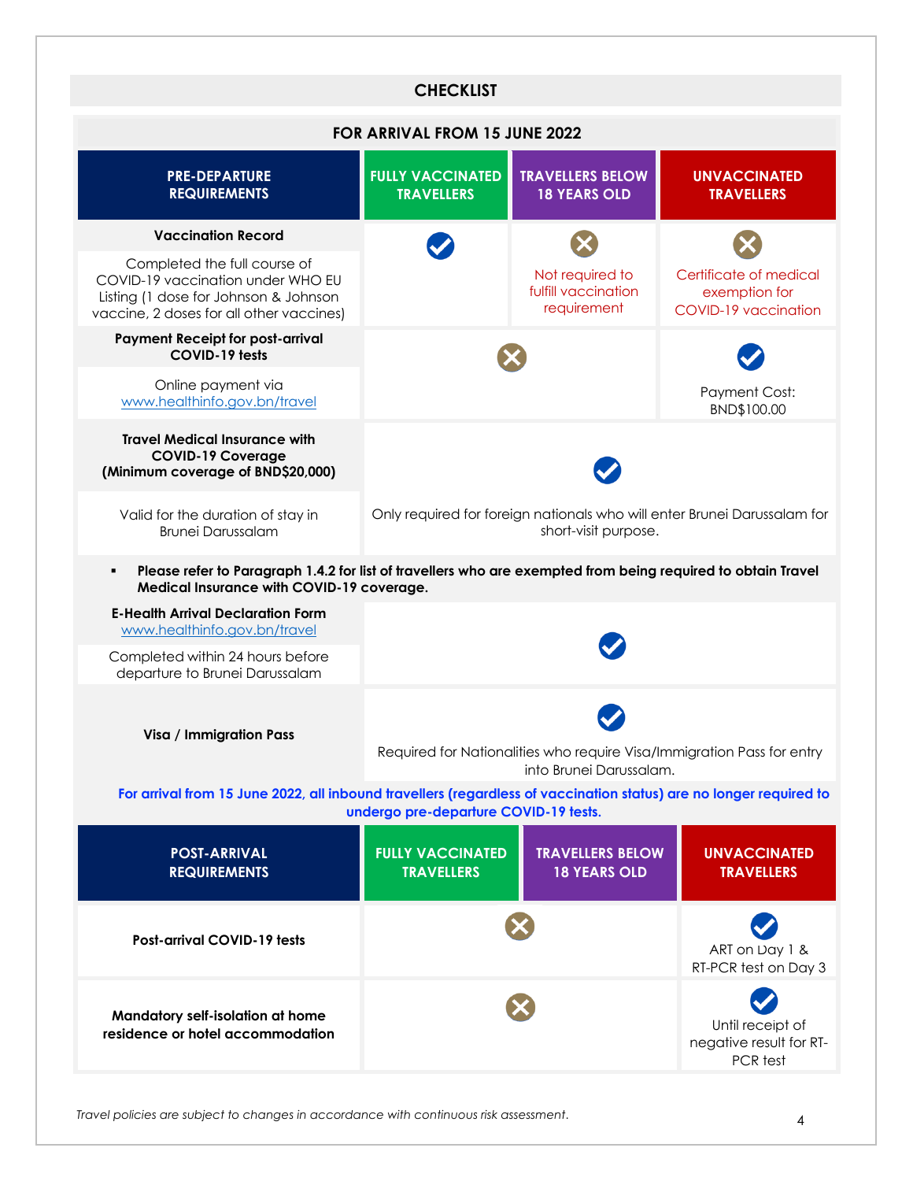## CHECKLIST

### FOR ARRIVAL FROM 15 JUNE 2022

| PRE-DEPARTURE REQUIREMENTS | FULLY VACCINATED TRAVELLERS | TRAVELLERS BELOW 18 YEARS OLD | UNVACCINATED TRAVELLERS |
|---|---|---|---|
| **Vaccination Record**<br>Completed the full course of COVID-19 vaccination under WHO EU Listing (1 dose for Johnson & Johnson vaccine, 2 doses for all other vaccines) | ✔ | ✖ Not required to fulfill vaccination requirement | ✖ Certificate of medical exemption for COVID-19 vaccination |
| **Payment Receipt for post-arrival COVID-19 tests**<br>Online payment via www.healthinfo.gov.bn/travel | ✖ | ✖ | ✔ Payment Cost: BND$100.00 |
| **Travel Medical Insurance with COVID-19 Coverage (Minimum coverage of BND$20,000)**<br>Valid for the duration of stay in Brunei Darussalam | ✔ Only required for foreign nationals who will enter Brunei Darussalam for short-visit purpose. | | |

- **Please refer to Paragraph 1.4.2 for list of travellers who are exempted from being required to obtain Travel Medical Insurance with COVID-19 coverage.**

| PRE-DEPARTURE REQUIREMENTS | FULLY VACCINATED TRAVELLERS | TRAVELLERS BELOW 18 YEARS OLD | UNVACCINATED TRAVELLERS |
|---|---|---|---|
| **E-Health Arrival Declaration Form** www.healthinfo.gov.bn/travel<br>Completed within 24 hours before departure to Brunei Darussalam | ✔ | | |
| **Visa / Immigration Pass** | ✔ Required for Nationalities who require Visa/Immigration Pass for entry into Brunei Darussalam. | | |

**For arrival from 15 June 2022, all inbound travellers (regardless of vaccination status) are no longer required to undergo pre-departure COVID-19 tests.**

| POST-ARRIVAL REQUIREMENTS | FULLY VACCINATED TRAVELLERS | TRAVELLERS BELOW 18 YEARS OLD | UNVACCINATED TRAVELLERS |
|---|---|---|---|
| **Post-arrival COVID-19 tests** | ✖ | ✖ | ✔ ART on Day 1 & RT-PCR test on Day 3 |
| **Mandatory self-isolation at home residence or hotel accommodation** | ✖ | ✖ | ✔ Until receipt of negative result for RT-PCR test |

*Travel policies are subject to changes in accordance with continuous risk assessment.*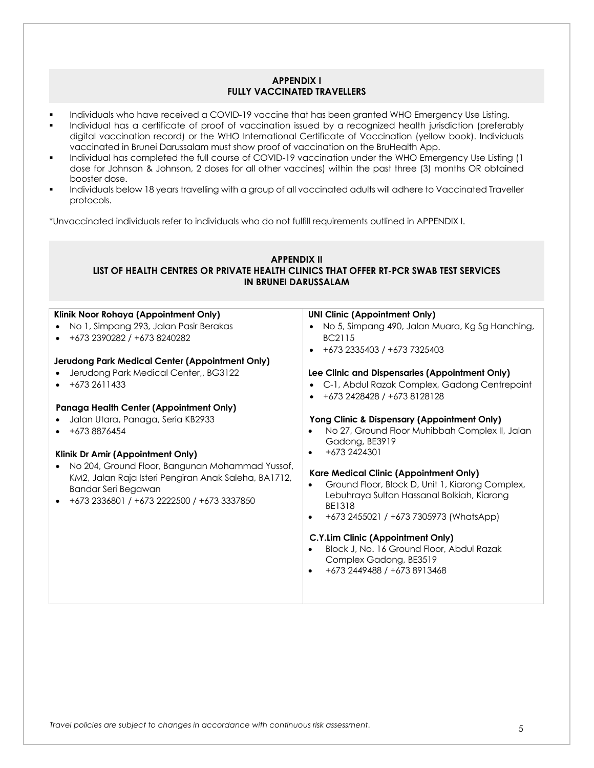## APPENDIX I
## FULLY VACCINATED TRAVELLERS

- Individuals who have received a COVID-19 vaccine that has been granted WHO Emergency Use Listing.
- Individual has a certificate of proof of vaccination issued by a recognized health jurisdiction (preferably digital vaccination record) or the WHO International Certificate of Vaccination (yellow book). Individuals vaccinated in Brunei Darussalam must show proof of vaccination on the BruHealth App.
- Individual has completed the full course of COVID-19 vaccination under the WHO Emergency Use Listing (1 dose for Johnson & Johnson, 2 doses for all other vaccines) within the past three (3) months OR obtained booster dose.
- Individuals below 18 years travelling with a group of all vaccinated adults will adhere to Vaccinated Traveller protocols.

*Unvaccinated individuals refer to individuals who do not fulfill requirements outlined in APPENDIX I.

## APPENDIX II
## LIST OF HEALTH CENTRES OR PRIVATE HEALTH CLINICS THAT OFFER RT-PCR SWAB TEST SERVICES IN BRUNEI DARUSSALAM

**Klinik Noor Rohaya (Appointment Only)**
- No 1, Simpang 293, Jalan Pasir Berakas
- +673 2390282 / +673 8240282

**Jerudong Park Medical Center (Appointment Only)**
- Jerudong Park Medical Center,, BG3122
- +673 2611433

**Panaga Health Center (Appointment Only)**
- Jalan Utara, Panaga, Seria KB2933
- +673 8876454

**Klinik Dr Amir (Appointment Only)**
- No 204, Ground Floor, Bangunan Mohammad Yussof, KM2, Jalan Raja Isteri Pengiran Anak Saleha, BA1712, Bandar Seri Begawan
- +673 2336801 / +673 2222500 / +673 3337850

**UNI Clinic (Appointment Only)**
- No 5, Simpang 490, Jalan Muara, Kg Sg Hanching, BC2115
- +673 2335403 / +673 7325403

**Lee Clinic and Dispensaries (Appointment Only)**
- C-1, Abdul Razak Complex, Gadong Centrepoint
- +673 2428428 / +673 8128128

**Yong Clinic & Dispensary (Appointment Only)**
- No 27, Ground Floor Muhibbah Complex II, Jalan Gadong, BE3919
- +673 2424301

**Kare Medical Clinic (Appointment Only)**
- Ground Floor, Block D, Unit 1, Kiarong Complex, Lebuhraya Sultan Hassanal Bolkiah, Kiarong BE1318
- +673 2455021 / +673 7305973 (WhatsApp)

**C.Y.Lim Clinic (Appointment Only)**
- Block J, No. 16 Ground Floor, Abdul Razak Complex Gadong, BE3519
- +673 2449488 / +673 8913468

*Travel policies are subject to changes in accordance with continuous risk assessment.*